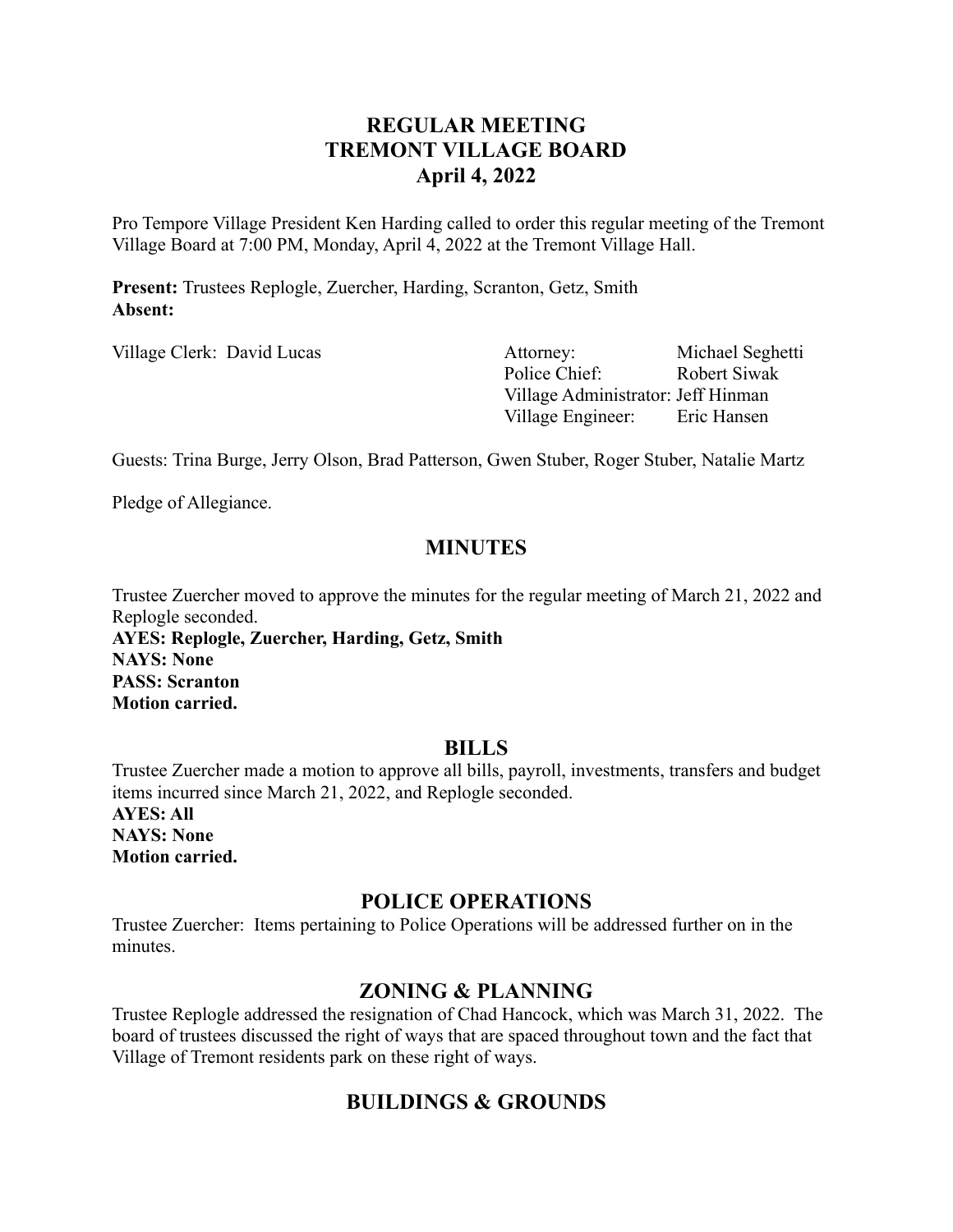# REGULAR MEETING
# TREMONT VILLAGE BOARD
# April 4, 2022

Pro Tempore Village President Ken Harding called to order this regular meeting of the Tremont Village Board at 7:00 PM, Monday, April 4, 2022 at the Tremont Village Hall.

**Present:** Trustees Replogle, Zuercher, Harding, Scranton, Getz, Smith
**Absent:**

Village Clerk: David Lucas

Attorney: Michael Seghetti
Police Chief: Robert Siwak
Village Administrator: Jeff Hinman
Village Engineer: Eric Hansen

Guests: Trina Burge, Jerry Olson, Brad Patterson, Gwen Stuber, Roger Stuber, Natalie Martz

Pledge of Allegiance.

## MINUTES

Trustee Zuercher moved to approve the minutes for the regular meeting of March 21, 2022 and Replogle seconded.
**AYES: Replogle, Zuercher, Harding, Getz, Smith**
**NAYS: None**
**PASS: Scranton**
**Motion carried.**

## BILLS

Trustee Zuercher made a motion to approve all bills, payroll, investments, transfers and budget items incurred since March 21, 2022, and Replogle seconded.
**AYES: All**
**NAYS: None**
**Motion carried.**

## POLICE OPERATIONS

Trustee Zuercher: Items pertaining to Police Operations will be addressed further on in the minutes.

## ZONING & PLANNING

Trustee Replogle addressed the resignation of Chad Hancock, which was March 31, 2022. The board of trustees discussed the right of ways that are spaced throughout town and the fact that Village of Tremont residents park on these right of ways.

## BUILDINGS & GROUNDS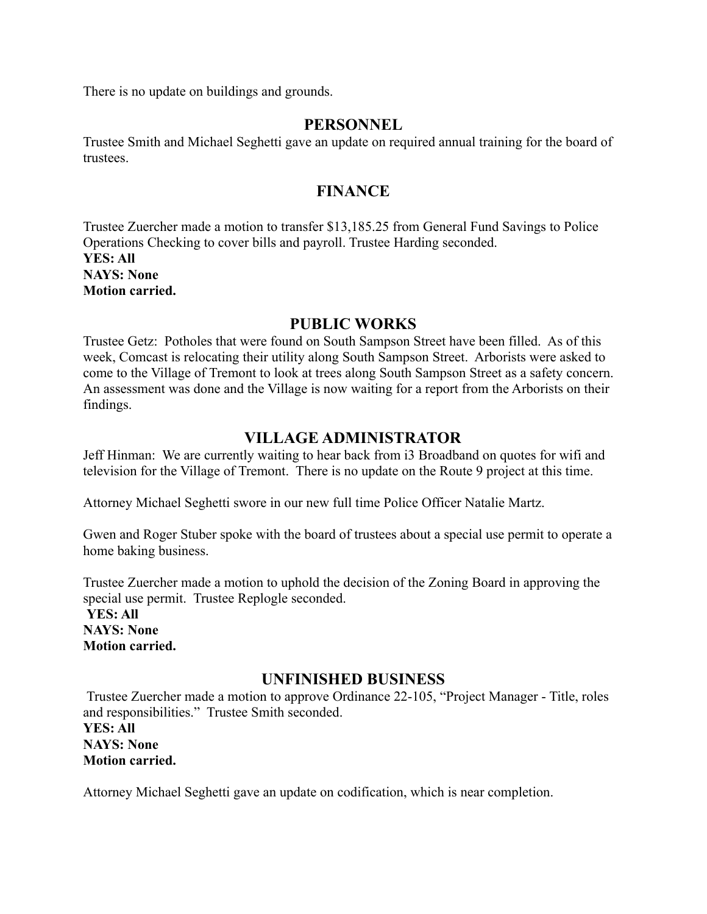There is no update on buildings and grounds.

## PERSONNEL

Trustee Smith and Michael Seghetti gave an update on required annual training for the board of trustees.

## FINANCE

Trustee Zuercher made a motion to transfer $13,185.25 from General Fund Savings to Police Operations Checking to cover bills and payroll. Trustee Harding seconded.
**YES: All**
**NAYS: None**
**Motion carried.**

## PUBLIC WORKS

Trustee Getz: Potholes that were found on South Sampson Street have been filled. As of this week, Comcast is relocating their utility along South Sampson Street. Arborists were asked to come to the Village of Tremont to look at trees along South Sampson Street as a safety concern. An assessment was done and the Village is now waiting for a report from the Arborists on their findings.

## VILLAGE ADMINISTRATOR

Jeff Hinman: We are currently waiting to hear back from i3 Broadband on quotes for wifi and television for the Village of Tremont. There is no update on the Route 9 project at this time.

Attorney Michael Seghetti swore in our new full time Police Officer Natalie Martz.

Gwen and Roger Stuber spoke with the board of trustees about a special use permit to operate a home baking business.

Trustee Zuercher made a motion to uphold the decision of the Zoning Board in approving the special use permit. Trustee Replogle seconded.
**YES: All**
**NAYS: None**
**Motion carried.**

## UNFINISHED BUSINESS

Trustee Zuercher made a motion to approve Ordinance 22-105, "Project Manager - Title, roles and responsibilities." Trustee Smith seconded.
**YES: All**
**NAYS: None**
**Motion carried.**

Attorney Michael Seghetti gave an update on codification, which is near completion.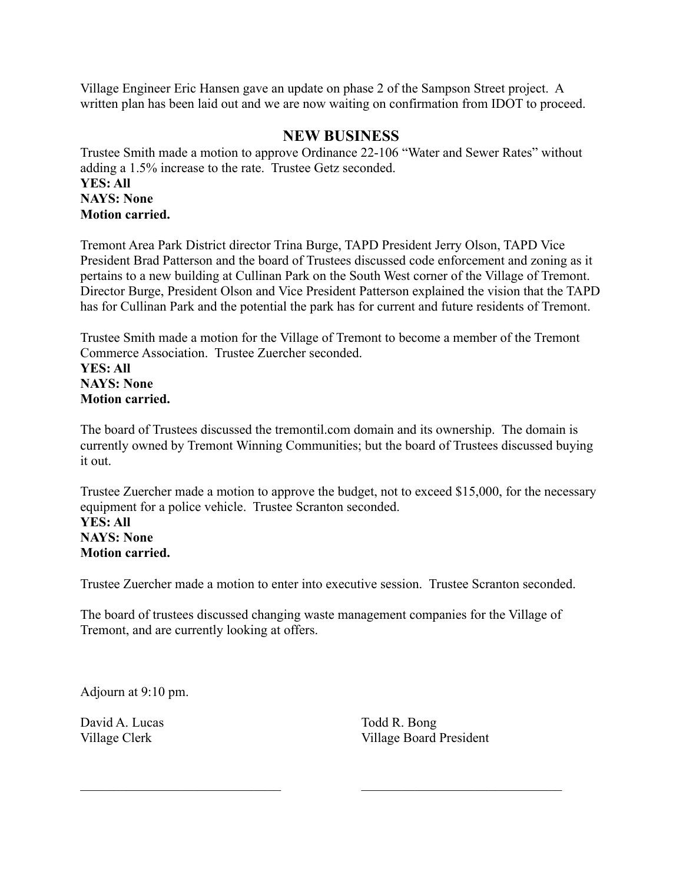Village Engineer Eric Hansen gave an update on phase 2 of the Sampson Street project. A written plan has been laid out and we are now waiting on confirmation from IDOT to proceed.

## NEW BUSINESS

Trustee Smith made a motion to approve Ordinance 22-106 "Water and Sewer Rates" without adding a 1.5% increase to the rate. Trustee Getz seconded.
**YES: All**
**NAYS: None**
**Motion carried.**

Tremont Area Park District director Trina Burge, TAPD President Jerry Olson, TAPD Vice President Brad Patterson and the board of Trustees discussed code enforcement and zoning as it pertains to a new building at Cullinan Park on the South West corner of the Village of Tremont. Director Burge, President Olson and Vice President Patterson explained the vision that the TAPD has for Cullinan Park and the potential the park has for current and future residents of Tremont.

Trustee Smith made a motion for the Village of Tremont to become a member of the Tremont Commerce Association. Trustee Zuercher seconded.
**YES: All**
**NAYS: None**
**Motion carried.**

The board of Trustees discussed the tremontil.com domain and its ownership. The domain is currently owned by Tremont Winning Communities; but the board of Trustees discussed buying it out.

Trustee Zuercher made a motion to approve the budget, not to exceed $15,000, for the necessary equipment for a police vehicle. Trustee Scranton seconded.
**YES: All**
**NAYS: None**
**Motion carried.**

Trustee Zuercher made a motion to enter into executive session. Trustee Scranton seconded.

The board of trustees discussed changing waste management companies for the Village of Tremont, and are currently looking at offers.

Adjourn at 9:10 pm.

David A. Lucas
Village Clerk

Todd R. Bong
Village Board President

_______________________________ _______________________________